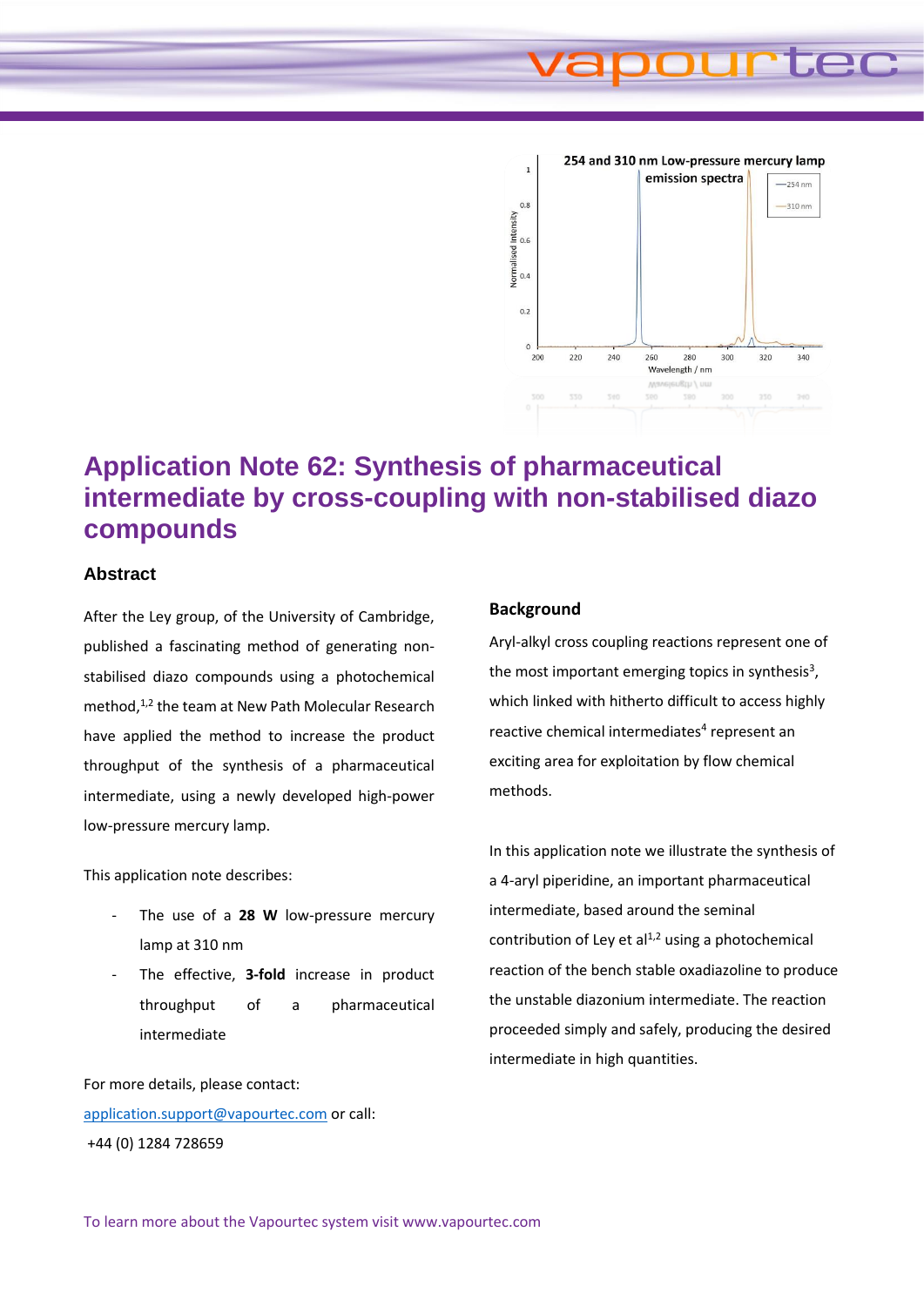# Application Note 62: Synthesis of pharmaceutical intermediate by cross-coupling with non-stabilised diazo compounds

## Abstract

After the Ley group, of the University of Cambridge, published a fascinating method of generating non-stabilised diazo compounds using a photochemical method,[1,2] the team at New Path Molecular Research have applied the method to increase the product throughput of the synthesis of a pharmaceutical intermediate, using a newly developed high-power low-pressure mercury lamp.

This application note describes:

- The use of a **28 W** low-pressure mercury lamp at 310 nm
- The effective, **3-fold** increase in product throughput of a pharmaceutical intermediate

For more details, please contact:
application.support@vapourtec.com or call:
+44 (0) 1284 728659

### Background

Aryl-alkyl cross coupling reactions represent one of the most important emerging topics in synthesis[3], which linked with hitherto difficult to access highly reactive chemical intermediates[4] represent an exciting area for exploitation by flow chemical methods.

In this application note we illustrate the synthesis of a 4-aryl piperidine, an important pharmaceutical intermediate, based around the seminal contribution of Ley et al[1,2] using a photochemical reaction of the bench stable oxadiazoline to produce the unstable diazonium intermediate. The reaction proceeded simply and safely, producing the desired intermediate in high quantities.

To learn more about the Vapourtec system visit www.vapourtec.com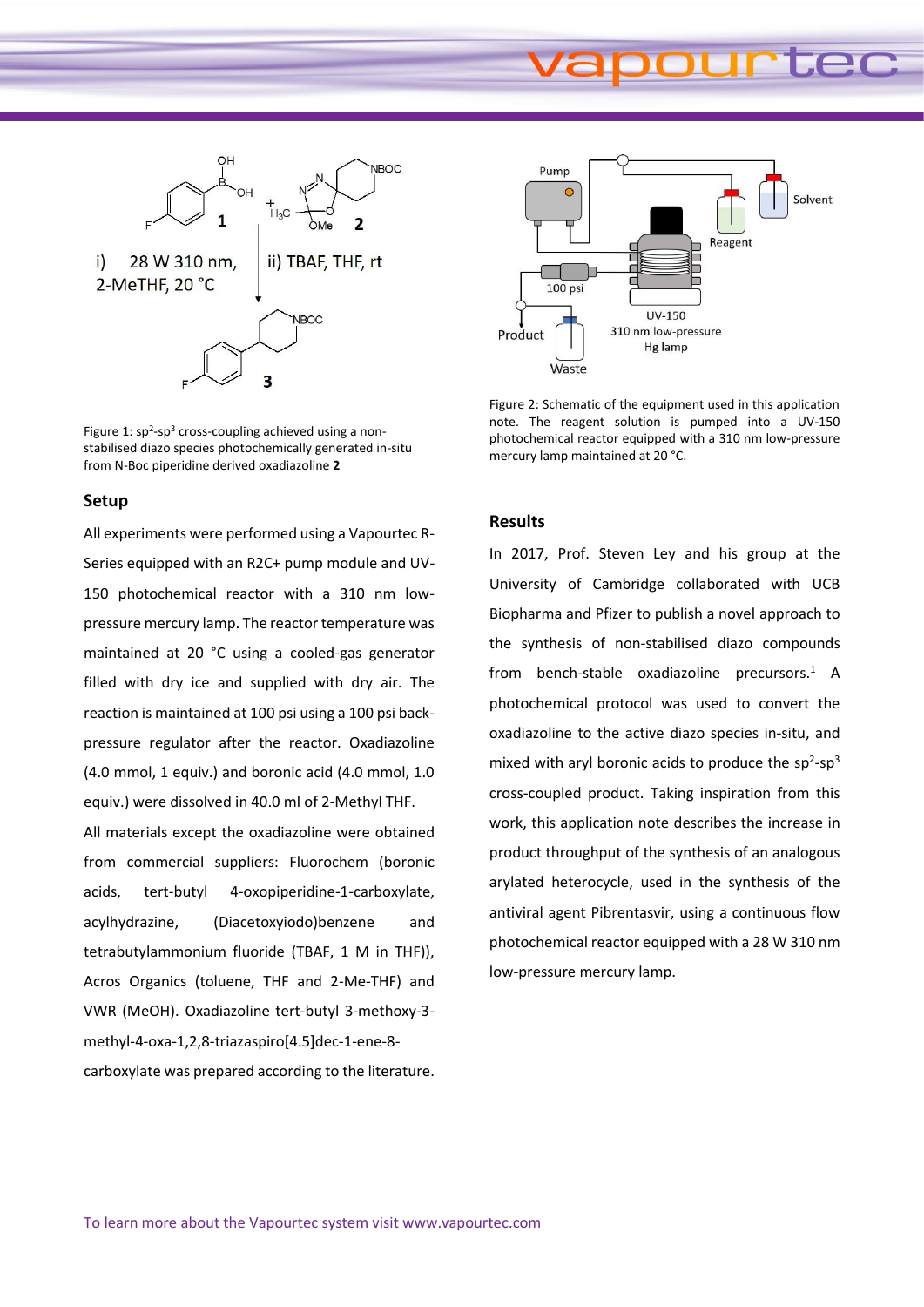Figure 1: $sp^2$-$sp^3$ cross-coupling achieved using a non-stabilised diazo species photochemically generated in-situ from N-Boc piperidine derived oxadiazoline **2**

Figure 2: Schematic of the equipment used in this application note. The reagent solution is pumped into a UV-150 photochemical reactor equipped with a 310 nm low-pressure mercury lamp maintained at 20 °C.

## Setup

All experiments were performed using a Vapourtec R-Series equipped with an R2C+ pump module and UV-150 photochemical reactor with a 310 nm low-pressure mercury lamp. The reactor temperature was maintained at 20 °C using a cooled-gas generator filled with dry ice and supplied with dry air. The reaction is maintained at 100 psi using a 100 psi back-pressure regulator after the reactor. Oxadiazoline (4.0 mmol, 1 equiv.) and boronic acid (4.0 mmol, 1.0 equiv.) were dissolved in 40.0 ml of 2-Methyl THF.

All materials except the oxadiazoline were obtained from commercial suppliers: Fluorochem (boronic acids, tert-butyl 4-oxopiperidine-1-carboxylate, acylhydrazine, (Diacetoxyiodo)benzene and tetrabutylammonium fluoride (TBAF, 1 M in THF)), Acros Organics (toluene, THF and 2-Me-THF) and VWR (MeOH). Oxadiazoline tert-butyl 3-methoxy-3-methyl-4-oxa-1,2,8-triazaspiro[4.5]dec-1-ene-8-carboxylate was prepared according to the literature.

## Results

In 2017, Prof. Steven Ley and his group at the University of Cambridge collaborated with UCB Biopharma and Pfizer to publish a novel approach to the synthesis of non-stabilised diazo compounds from bench-stable oxadiazoline precursors.[1] A photochemical protocol was used to convert the oxadiazoline to the active diazo species in-situ, and mixed with aryl boronic acids to produce the $sp^2$-$sp^3$ cross-coupled product. Taking inspiration from this work, this application note describes the increase in product throughput of the synthesis of an analogous arylated heterocycle, used in the synthesis of the antiviral agent Pibrentasvir, using a continuous flow photochemical reactor equipped with a 28 W 310 nm low-pressure mercury lamp.

To learn more about the Vapourtec system visit www.vapourtec.com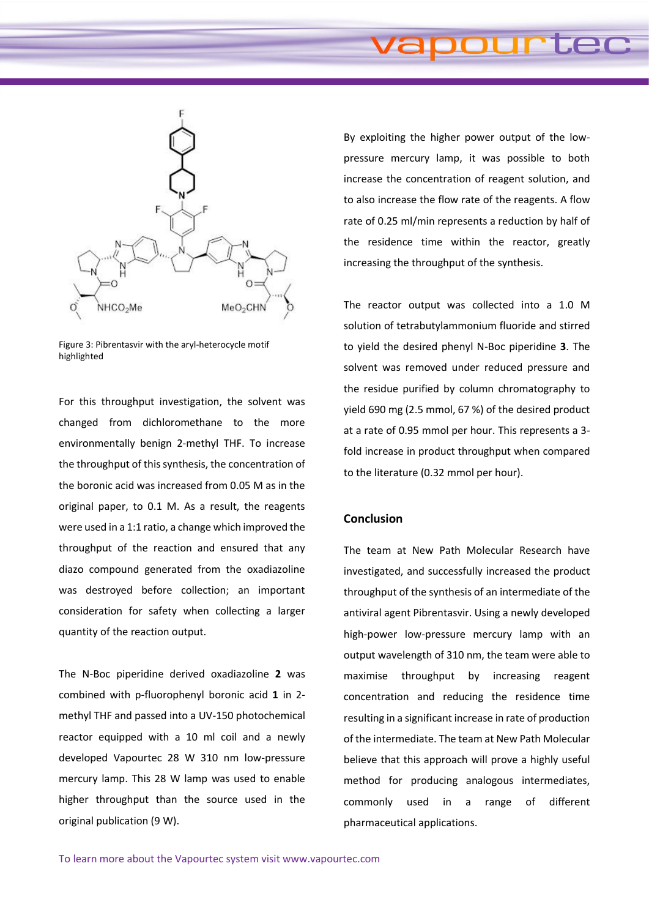Figure 3: Pibrentasvir with the aryl-heterocycle motif highlighted

For this throughput investigation, the solvent was changed from dichloromethane to the more environmentally benign 2-methyl THF. To increase the throughput of this synthesis, the concentration of the boronic acid was increased from 0.05 M as in the original paper, to 0.1 M. As a result, the reagents were used in a 1:1 ratio, a change which improved the throughput of the reaction and ensured that any diazo compound generated from the oxadiazoline was destroyed before collection; an important consideration for safety when collecting a larger quantity of the reaction output.

The N-Boc piperidine derived oxadiazoline **2** was combined with p-fluorophenyl boronic acid **1** in 2-methyl THF and passed into a UV-150 photochemical reactor equipped with a 10 ml coil and a newly developed Vapourtec 28 W 310 nm low-pressure mercury lamp. This 28 W lamp was used to enable higher throughput than the source used in the original publication (9 W).

By exploiting the higher power output of the low-pressure mercury lamp, it was possible to both increase the concentration of reagent solution, and to also increase the flow rate of the reagents. A flow rate of 0.25 ml/min represents a reduction by half of the residence time within the reactor, greatly increasing the throughput of the synthesis.

The reactor output was collected into a 1.0 M solution of tetrabutylammonium fluoride and stirred to yield the desired phenyl N-Boc piperidine **3**. The solvent was removed under reduced pressure and the residue purified by column chromatography to yield 690 mg (2.5 mmol, 67 %) of the desired product at a rate of 0.95 mmol per hour. This represents a 3-fold increase in product throughput when compared to the literature (0.32 mmol per hour).

## Conclusion

The team at New Path Molecular Research have investigated, and successfully increased the product throughput of the synthesis of an intermediate of the antiviral agent Pibrentasvir. Using a newly developed high-power low-pressure mercury lamp with an output wavelength of 310 nm, the team were able to maximise throughput by increasing reagent concentration and reducing the residence time resulting in a significant increase in rate of production of the intermediate. The team at New Path Molecular believe that this approach will prove a highly useful method for producing analogous intermediates, commonly used in a range of different pharmaceutical applications.

To learn more about the Vapourtec system visit www.vapourtec.com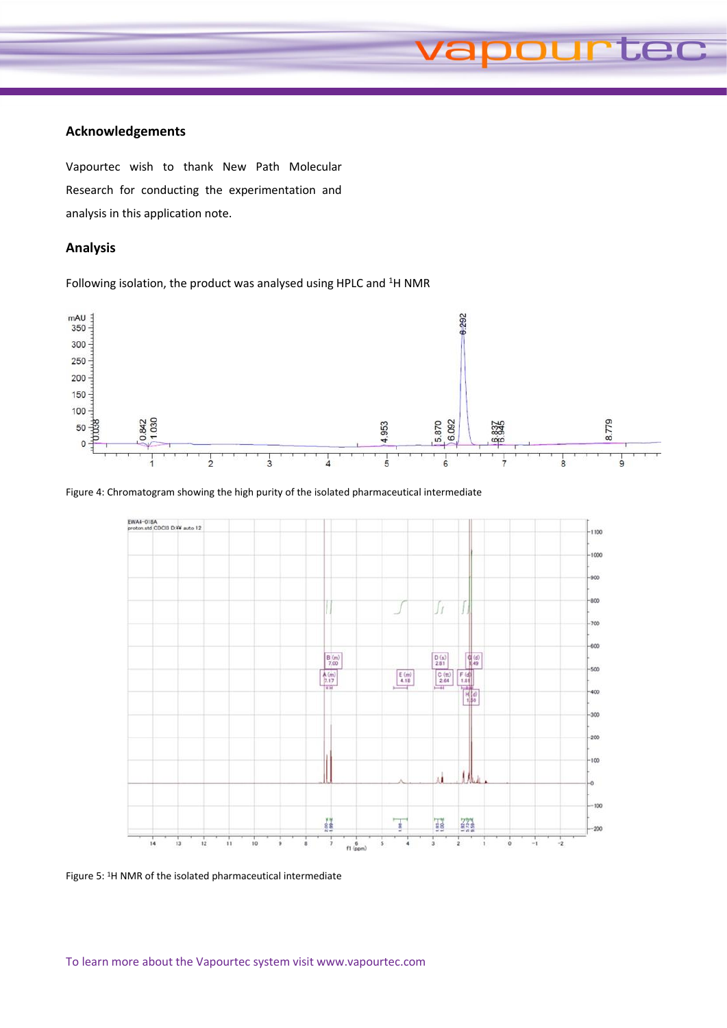## Acknowledgements

Vapourtec wish to thank New Path Molecular Research for conducting the experimentation and analysis in this application note.

## Analysis

Following isolation, the product was analysed using HPLC and [1]H NMR

Figure 4: Chromatogram showing the high purity of the isolated pharmaceutical intermediate

Figure 5: [1]H NMR of the isolated pharmaceutical intermediate

To learn more about the Vapourtec system visit www.vapourtec.com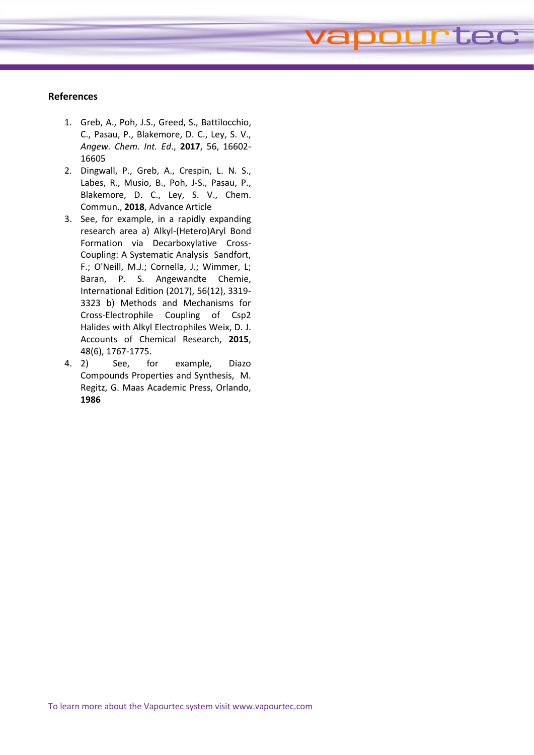**References**

1. Greb, A., Poh, J.S., Greed, S., Battilocchio, C., Pasau, P., Blakemore, D. C., Ley, S. V., *Angew. Chem. Int. Ed.*, **2017**, 56, 16602-16605
2. Dingwall, P., Greb, A., Crespin, L. N. S., Labes, R., Musio, B., Poh, J-S., Pasau, P., Blakemore, D. C., Ley, S. V., Chem. Commun., **2018**, Advance Article
3. See, for example, in a rapidly expanding research area a) Alkyl-(Hetero)Aryl Bond Formation via Decarboxylative Cross-Coupling: A Systematic Analysis Sandfort, F.; O'Neill, M.J.; Cornella, J.; Wimmer, L; Baran, P. S. Angewandte Chemie, International Edition (2017), 56(12), 3319-3323 b) Methods and Mechanisms for Cross-Electrophile Coupling of Csp2 Halides with Alkyl Electrophiles Weix, D. J. Accounts of Chemical Research, **2015**, 48(6), 1767-1775.
4. 2) See, for example, Diazo Compounds Properties and Synthesis, M. Regitz, G. Maas Academic Press, Orlando, **1986**

To learn more about the Vapourtec system visit www.vapourtec.com